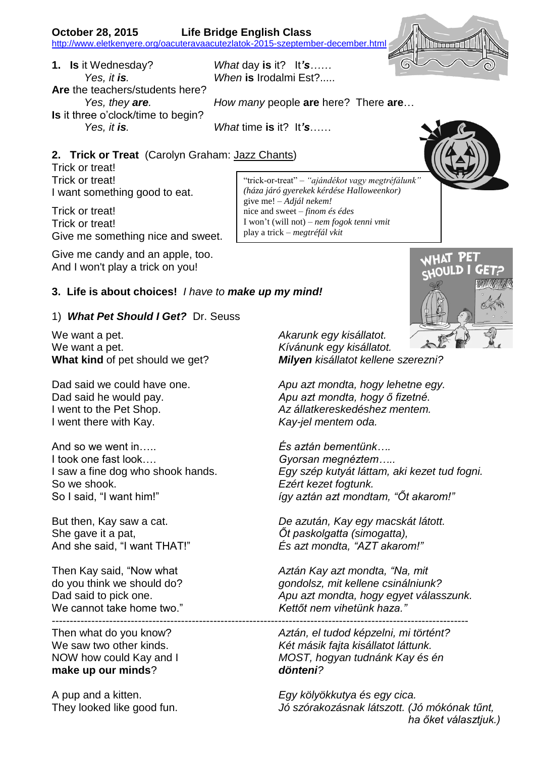**October 28, 2015 Life Bridge English Class**

http://www.eletkenyere.org/oacuteravaacutezlatok-2015-szeptember-december.html

**1. Is** it Wednesday?
*Yes, it* ***is****.*

*What* day **is** it? It***'s****……*
*When* **is** Irodalmi Est?.....

**Are** the teachers/students here?
*Yes, they* ***are****.*

*How many* people **are** here? There **are**…

**Is** it three o'clock/time to begin?
*Yes, it* ***is****.*

*What* time **is** it? It***'s***……

**2. Trick or Treat** (Carolyn Graham: Jazz Chants)

Trick or treat!
Trick or treat!
I want something good to eat.

Trick or treat!
Trick or treat!
Give me something nice and sweet.

Give me candy and an apple, too.
And I won't play a trick on you!

> "trick-or-treat" – *"ajándékot vagy megtréfálunk"*
> *(háza járó gyerekek kérdése Halloweenkor)*
> give me! – *Adjál nekem!*
> nice and sweet – *finom és édes*
> I won't (will not) – *nem fogok tenni vmit*
> play a trick – *megtréfál vkit*

**3. Life is about choices!** *I have to* ***make up*** *my* ***mind!***

1) ***What Pet Should I Get?*** Dr. Seuss

| | |
|---|---|
| We want a pet. | *Akarunk egy kisállatot.* |
| We want a pet. | *Kívánunk egy kisállatot.* |
| **What kind** of pet should we get? | ***Milyen*** *kisállatot kellene szerezni?* |
| | |
| Dad said we could have one. | *Apu azt mondta, hogy lehetne egy.* |
| Dad said he would pay. | *Apu azt mondta, hogy ő fizetné.* |
| I went to the Pet Shop. | *Az állatkereskedéshez mentem.* |
| I went there with Kay. | *Kay-jel mentem oda.* |
| | |
| And so we went in….. | *És aztán bementünk….* |
| I took one fast look…. | *Gyorsan megnéztem…..* |
| I saw a fine dog who shook hands. | *Egy szép kutyát láttam, aki kezet tud fogni.* |
| So we shook. | *Ezért kezet fogtunk.* |
| So I said, "I want him!" | *így aztán azt mondtam, "Őt akarom!"* |
| | |
| But then, Kay saw a cat. | *De azután, Kay egy macskát látott.* |
| She gave it a pat, | *Őt paskolgatta (simogatta),* |
| And she said, "I want THAT!" | *És azt mondta, "AZT akarom!"* |
| | |
| Then Kay said, "Now what | *Aztán Kay azt mondta, "Na, mit* |
| do you think we should do? | *gondolsz, mit kellene csinálniunk?* |
| Dad said to pick one. | *Apu azt mondta, hogy egyet válasszunk.* |
| We cannot take home two." | *Kettőt nem vihetünk haza."* |

---

| | |
|---|---|
| Then what do you know? | *Aztán, el tudod képzelni, mi történt?* |
| We saw two other kinds. | *Két másik fajta kisállatot láttunk.* |
| NOW how could Kay and I | *MOST, hogyan tudnánk Kay és én* |
| **make up our minds**? | ***dönteni****?* |
| | |
| A pup and a kitten. | *Egy kölyökkutya és egy cica.* |
| They looked like good fun. | *Jó szórakozásnak látszott. (Jó mókának tűnt, ha őket választjuk.)* |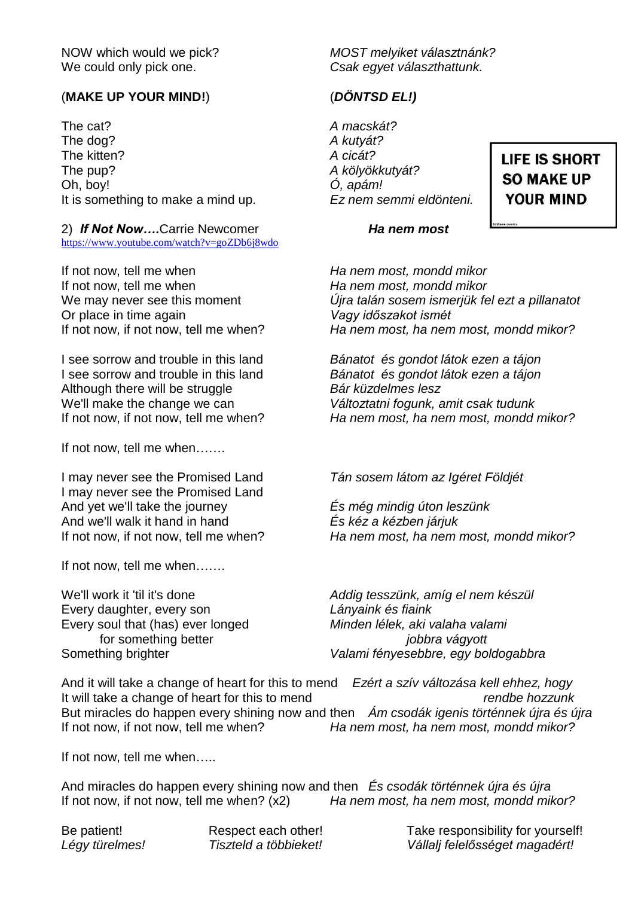NOW which would we pick?
We could only pick one.

*MOST melyiket választnánk?*
*Csak egyet választhattunk.*

(**MAKE UP YOUR MIND!**)

(***DÖNTSD EL!)***

The cat?
The dog?
The kitten?
The pup?
Oh, boy!
It is something to make a mind up.

*A macskát?*
*A kutyát?*
*A cicát?*
*A kölyökkutyát?*
*Ó, apám!*
*Ez nem semmi eldönteni.*

**LIFE IS SHORT SO MAKE UP YOUR MIND**

2) ***If Not Now….*** Carrie Newcomer — ***Ha nem most***
https://www.youtube.com/watch?v=goZDb6j8wdo

If not now, tell me when
If not now, tell me when
We may never see this moment
Or place in time again
If not now, if not now, tell me when?

*Ha nem most, mondd mikor*
*Ha nem most, mondd mikor*
*Újra talán sosem ismerjük fel ezt a pillanatot*
*Vagy időszakot ismét*
*Ha nem most, ha nem most, mondd mikor?*

I see sorrow and trouble in this land
I see sorrow and trouble in this land
Although there will be struggle
We'll make the change we can
If not now, if not now, tell me when?

*Bánatot és gondot látok ezen a tájon*
*Bánatot és gondot látok ezen a tájon*
*Bár küzdelmes lesz*
*Változtatni fogunk, amit csak tudunk*
*Ha nem most, ha nem most, mondd mikor?*

If not now, tell me when…….

I may never see the Promised Land
I may never see the Promised Land
And yet we'll take the journey
And we'll walk it hand in hand
If not now, if not now, tell me when?

*Tán sosem látom az Igéret Földjét*
*És még mindig úton leszünk*
*És kéz a kézben járjuk*
*Ha nem most, ha nem most, mondd mikor?*

If not now, tell me when…….

We'll work it 'til it's done
Every daughter, every son
Every soul that (has) ever longed
for something better
Something brighter

*Addig teszünk, amíg el nem készül*
*Lányaink és fiaink*
*Minden lélek, aki valaha valami*
*jobbra vágyott*
*Valami fényesebbre, egy boldogabbra*

And it will take a change of heart for this to mend
It will take a change of heart for this to mend
But miracles do happen every shining now and then
If not now, if not now, tell me when?

*Ezért a szív változása kell ehhez, hogy*
*rendbe hozzunk*
*Ám csodák igenis történnek újra és újra*
*Ha nem most, ha nem most, mondd mikor?*

If not now, tell me when…..

And miracles do happen every shining now and then
If not now, if not now, tell me when? (x2)

*És csodák történnek újra és újra*
*Ha nem most, ha nem most, mondd mikor?*

Be patient! — *Légy türelmes!*
Respect each other! — *Tiszteld a többieket!*
Take responsibility for yourself! — *Vállalj felelősséget magadért!*